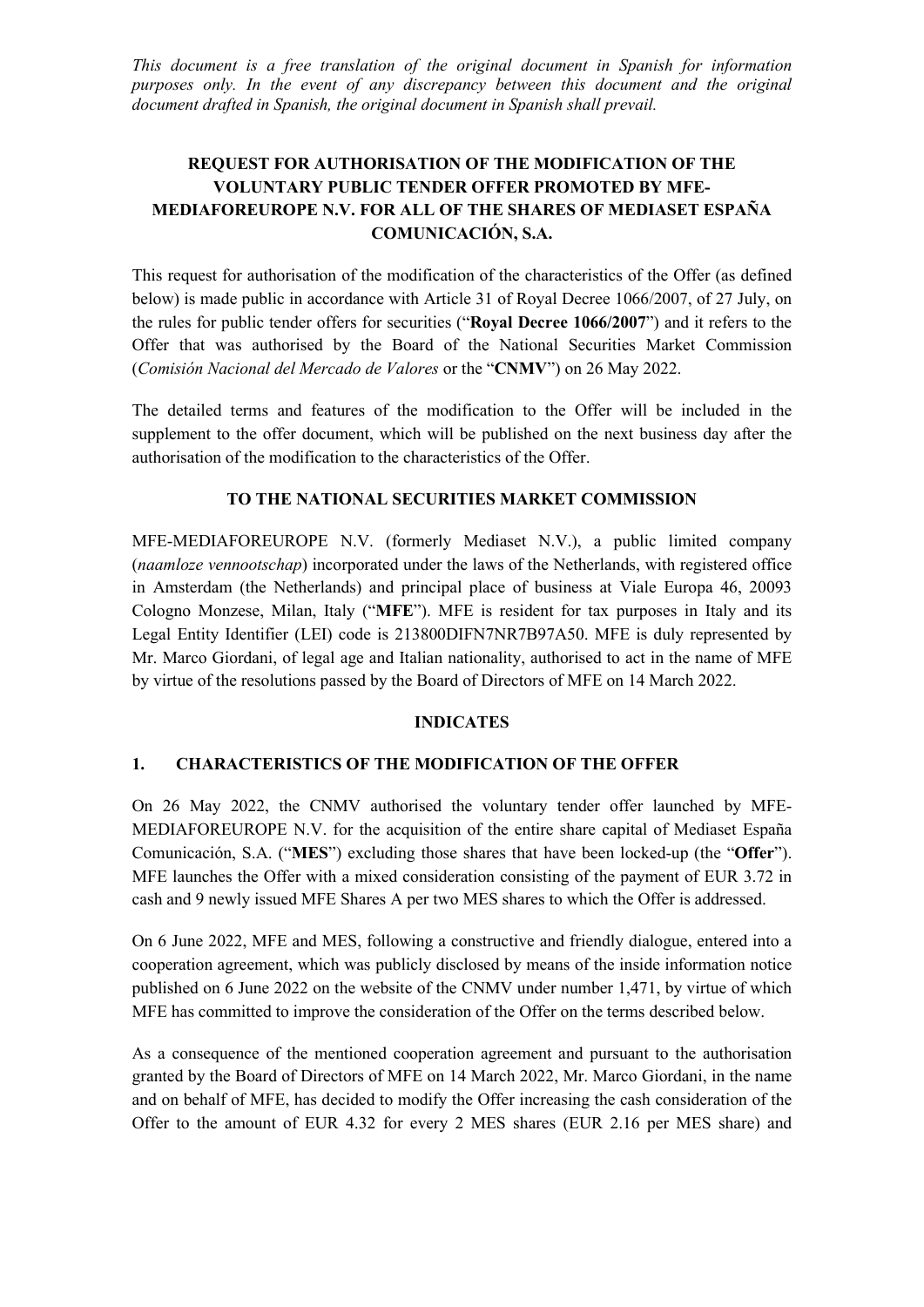*This document is a free translation of the original document in Spanish for information purposes only. In the event of any discrepancy between this document and the original document drafted in Spanish, the original document in Spanish shall prevail.*

# REQUEST FOR AUTHORISATION OF THE MODIFICATION OF THE VOLUNTARY PUBLIC TENDER OFFER PROMOTED BY MFE-MEDIAFOREUROPE N.V. FOR ALL OF THE SHARES OF MEDIASET ESPAÑA COMUNICACIÓN, S.A.

This request for authorisation of the modification of the characteristics of the Offer (as defined below) is made public in accordance with Article 31 of Royal Decree 1066/2007, of 27 July, on the rules for public tender offers for securities ("**Royal Decree 1066/2007**") and it refers to the Offer that was authorised by the Board of the National Securities Market Commission (*Comisión Nacional del Mercado de Valores* or the "**CNMV**") on 26 May 2022.

The detailed terms and features of the modification to the Offer will be included in the supplement to the offer document, which will be published on the next business day after the authorisation of the modification to the characteristics of the Offer.

## TO THE NATIONAL SECURITIES MARKET COMMISSION

MFE-MEDIAFOREUROPE N.V. (formerly Mediaset N.V.), a public limited company (*naamloze vennootschap*) incorporated under the laws of the Netherlands, with registered office in Amsterdam (the Netherlands) and principal place of business at Viale Europa 46, 20093 Cologno Monzese, Milan, Italy ("**MFE**"). MFE is resident for tax purposes in Italy and its Legal Entity Identifier (LEI) code is 213800DIFN7NR7B97A50. MFE is duly represented by Mr. Marco Giordani, of legal age and Italian nationality, authorised to act in the name of MFE by virtue of the resolutions passed by the Board of Directors of MFE on 14 March 2022.

## INDICATES

### 1. CHARACTERISTICS OF THE MODIFICATION OF THE OFFER

On 26 May 2022, the CNMV authorised the voluntary tender offer launched by MFE-MEDIAFOREUROPE N.V. for the acquisition of the entire share capital of Mediaset España Comunicación, S.A. ("**MES**") excluding those shares that have been locked-up (the "**Offer**"). MFE launches the Offer with a mixed consideration consisting of the payment of EUR 3.72 in cash and 9 newly issued MFE Shares A per two MES shares to which the Offer is addressed.

On 6 June 2022, MFE and MES, following a constructive and friendly dialogue, entered into a cooperation agreement, which was publicly disclosed by means of the inside information notice published on 6 June 2022 on the website of the CNMV under number 1,471, by virtue of which MFE has committed to improve the consideration of the Offer on the terms described below.

As a consequence of the mentioned cooperation agreement and pursuant to the authorisation granted by the Board of Directors of MFE on 14 March 2022, Mr. Marco Giordani, in the name and on behalf of MFE, has decided to modify the Offer increasing the cash consideration of the Offer to the amount of EUR 4.32 for every 2 MES shares (EUR 2.16 per MES share) and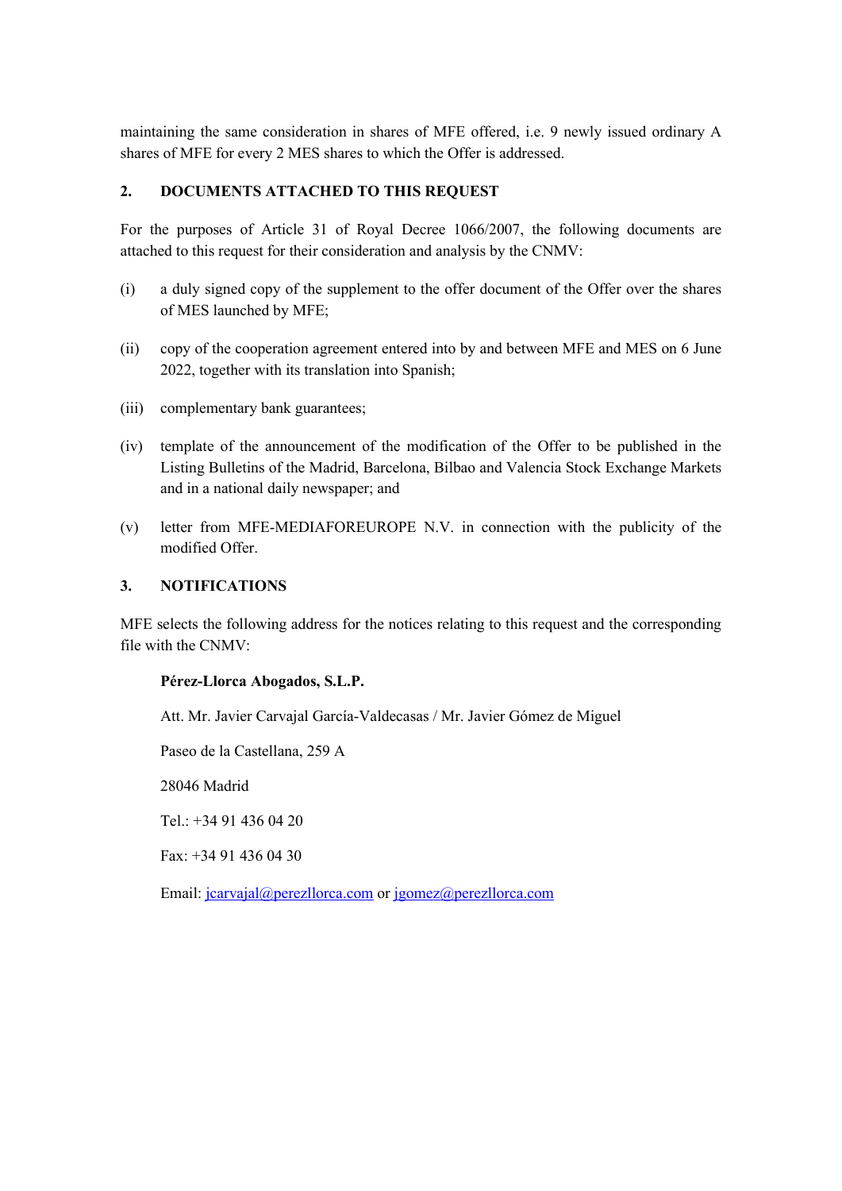maintaining the same consideration in shares of MFE offered, i.e. 9 newly issued ordinary A shares of MFE for every 2 MES shares to which the Offer is addressed.

## 2. DOCUMENTS ATTACHED TO THIS REQUEST

For the purposes of Article 31 of Royal Decree 1066/2007, the following documents are attached to this request for their consideration and analysis by the CNMV:

(i) a duly signed copy of the supplement to the offer document of the Offer over the shares of MES launched by MFE;

(ii) copy of the cooperation agreement entered into by and between MFE and MES on 6 June 2022, together with its translation into Spanish;

(iii) complementary bank guarantees;

(iv) template of the announcement of the modification of the Offer to be published in the Listing Bulletins of the Madrid, Barcelona, Bilbao and Valencia Stock Exchange Markets and in a national daily newspaper; and

(v) letter from MFE-MEDIAFOREUROPE N.V. in connection with the publicity of the modified Offer.

## 3. NOTIFICATIONS

MFE selects the following address for the notices relating to this request and the corresponding file with the CNMV:

**Pérez-Llorca Abogados, S.L.P.**

Att. Mr. Javier Carvajal García-Valdecasas / Mr. Javier Gómez de Miguel

Paseo de la Castellana, 259 A

28046 Madrid

Tel.: +34 91 436 04 20

Fax: +34 91 436 04 30

Email: jcarvajal@perezllorca.com or jgomez@perezllorca.com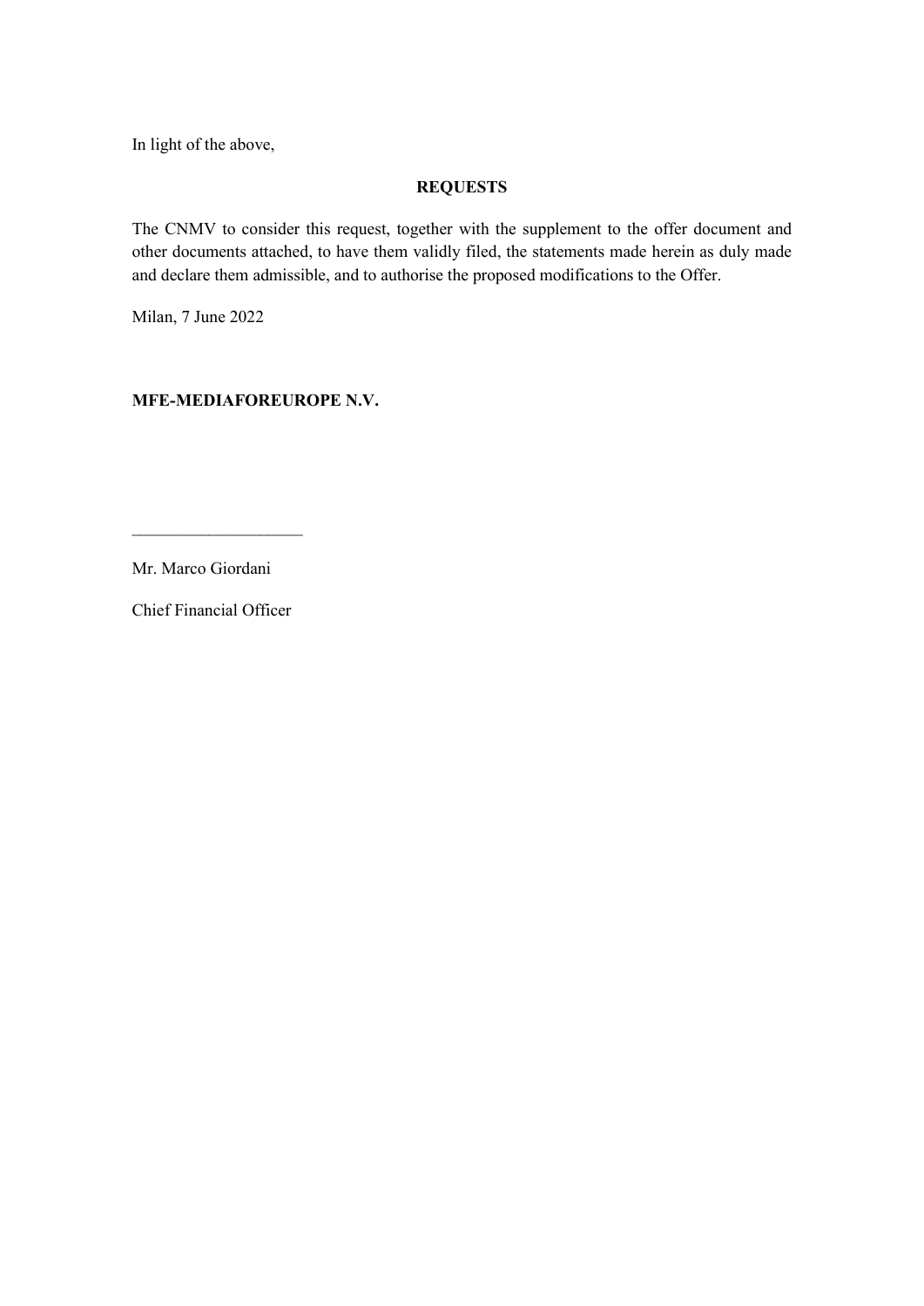In light of the above,

**REQUESTS**

The CNMV to consider this request, together with the supplement to the offer document and other documents attached, to have them validly filed, the statements made herein as duly made and declare them admissible, and to authorise the proposed modifications to the Offer.

Milan, 7 June 2022

**MFE-MEDIAFOREUROPE N.V.**

\_\_\_\_\_\_\_\_\_\_\_\_\_\_\_\_\_\_\_\_

Mr. Marco Giordani

Chief Financial Officer